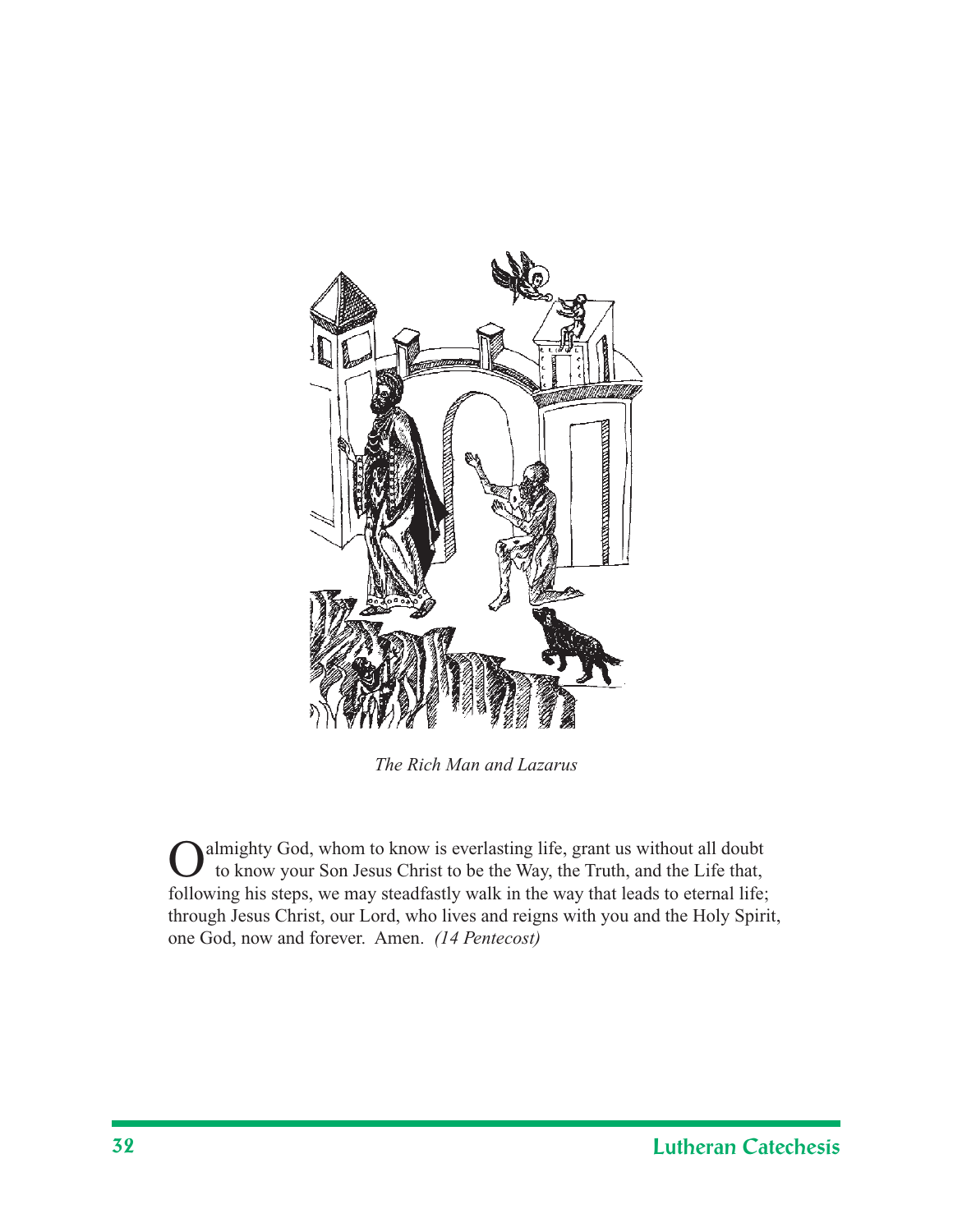*The Rich Man and Lazarus*

O almighty God, whom to know is everlasting life, grant us without all doubt to know your Son Jesus Christ to be the Way, the Truth, and the Life that, following his steps, we may steadfastly walk in the way that leads to eternal life; through Jesus Christ, our Lord, who lives and reigns with you and the Holy Spirit, one God, now and forever. Amen. *(14 Pentecost)*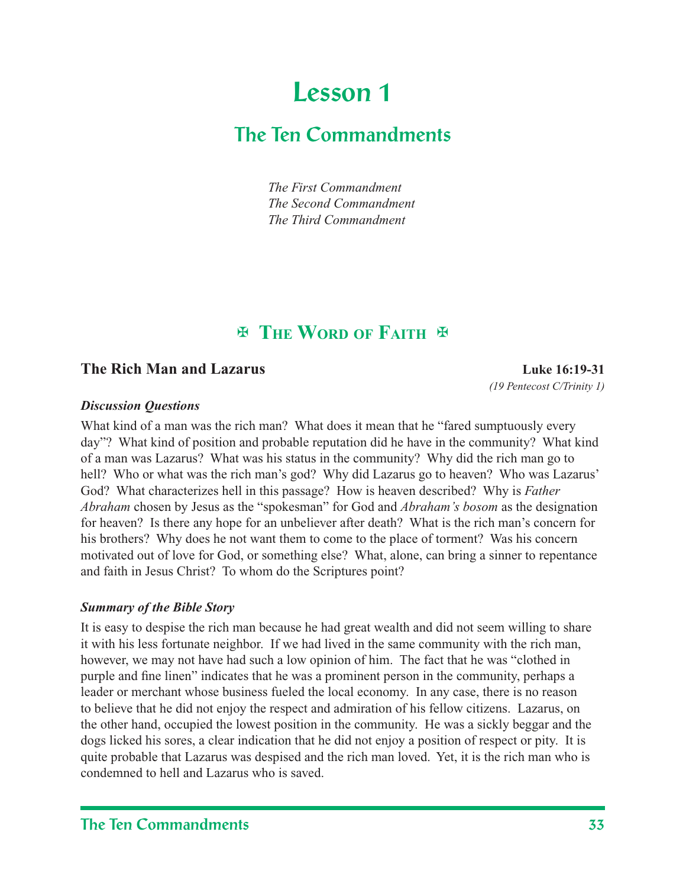# Lesson 1

## The Ten Commandments

*The First Commandment*
*The Second Commandment*
*The Third Commandment*

## ✠ The Word of Faith ✠

### The Rich Man and Lazarus — Luke 16:19-31

*(19 Pentecost C/Trinity 1)*

***Discussion Questions***

What kind of a man was the rich man? What does it mean that he "fared sumptuously every day"? What kind of position and probable reputation did he have in the community? What kind of a man was Lazarus? What was his status in the community? Why did the rich man go to hell? Who or what was the rich man's god? Why did Lazarus go to heaven? Who was Lazarus' God? What characterizes hell in this passage? How is heaven described? Why is *Father Abraham* chosen by Jesus as the "spokesman" for God and *Abraham's bosom* as the designation for heaven? Is there any hope for an unbeliever after death? What is the rich man's concern for his brothers? Why does he not want them to come to the place of torment? Was his concern motivated out of love for God, or something else? What, alone, can bring a sinner to repentance and faith in Jesus Christ? To whom do the Scriptures point?

***Summary of the Bible Story***

It is easy to despise the rich man because he had great wealth and did not seem willing to share it with his less fortunate neighbor. If we had lived in the same community with the rich man, however, we may not have had such a low opinion of him. The fact that he was "clothed in purple and fine linen" indicates that he was a prominent person in the community, perhaps a leader or merchant whose business fueled the local economy. In any case, there is no reason to believe that he did not enjoy the respect and admiration of his fellow citizens. Lazarus, on the other hand, occupied the lowest position in the community. He was a sickly beggar and the dogs licked his sores, a clear indication that he did not enjoy a position of respect or pity. It is quite probable that Lazarus was despised and the rich man loved. Yet, it is the rich man who is condemned to hell and Lazarus who is saved.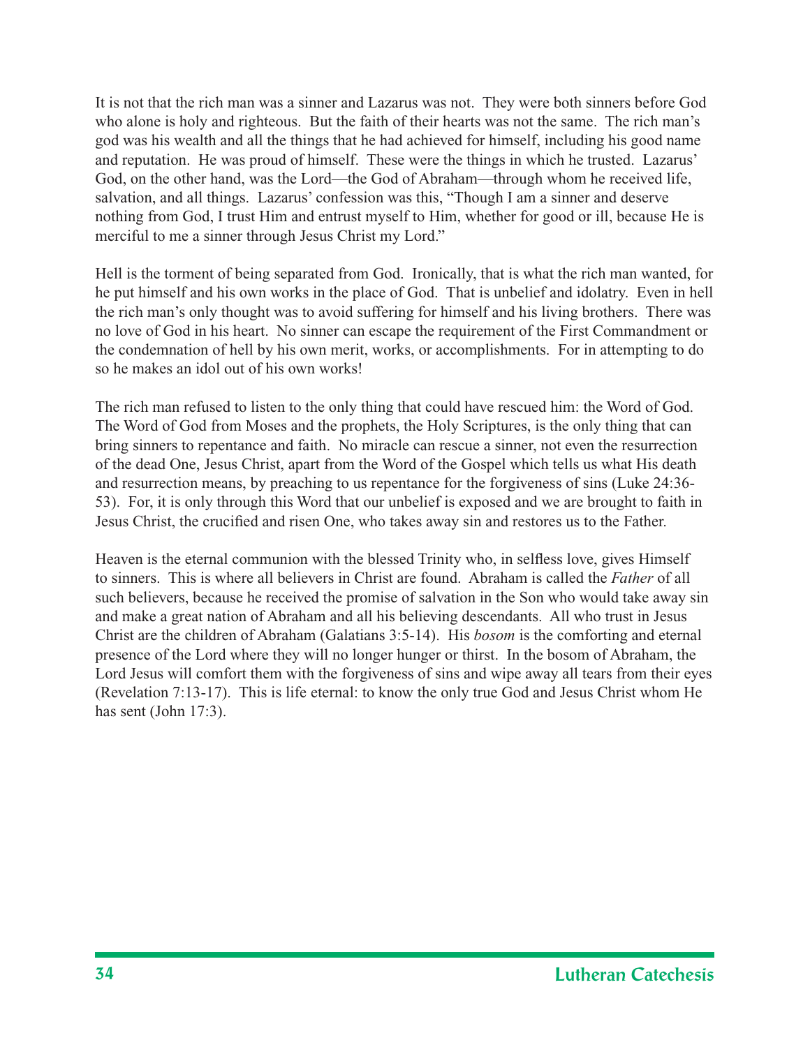It is not that the rich man was a sinner and Lazarus was not. They were both sinners before God who alone is holy and righteous. But the faith of their hearts was not the same. The rich man's god was his wealth and all the things that he had achieved for himself, including his good name and reputation. He was proud of himself. These were the things in which he trusted. Lazarus' God, on the other hand, was the Lord—the God of Abraham—through whom he received life, salvation, and all things. Lazarus' confession was this, "Though I am a sinner and deserve nothing from God, I trust Him and entrust myself to Him, whether for good or ill, because He is merciful to me a sinner through Jesus Christ my Lord."

Hell is the torment of being separated from God. Ironically, that is what the rich man wanted, for he put himself and his own works in the place of God. That is unbelief and idolatry. Even in hell the rich man's only thought was to avoid suffering for himself and his living brothers. There was no love of God in his heart. No sinner can escape the requirement of the First Commandment or the condemnation of hell by his own merit, works, or accomplishments. For in attempting to do so he makes an idol out of his own works!

The rich man refused to listen to the only thing that could have rescued him: the Word of God. The Word of God from Moses and the prophets, the Holy Scriptures, is the only thing that can bring sinners to repentance and faith. No miracle can rescue a sinner, not even the resurrection of the dead One, Jesus Christ, apart from the Word of the Gospel which tells us what His death and resurrection means, by preaching to us repentance for the forgiveness of sins (Luke 24:36-53). For, it is only through this Word that our unbelief is exposed and we are brought to faith in Jesus Christ, the crucified and risen One, who takes away sin and restores us to the Father.

Heaven is the eternal communion with the blessed Trinity who, in selfless love, gives Himself to sinners. This is where all believers in Christ are found. Abraham is called the *Father* of all such believers, because he received the promise of salvation in the Son who would take away sin and make a great nation of Abraham and all his believing descendants. All who trust in Jesus Christ are the children of Abraham (Galatians 3:5-14). His *bosom* is the comforting and eternal presence of the Lord where they will no longer hunger or thirst. In the bosom of Abraham, the Lord Jesus will comfort them with the forgiveness of sins and wipe away all tears from their eyes (Revelation 7:13-17). This is life eternal: to know the only true God and Jesus Christ whom He has sent (John 17:3).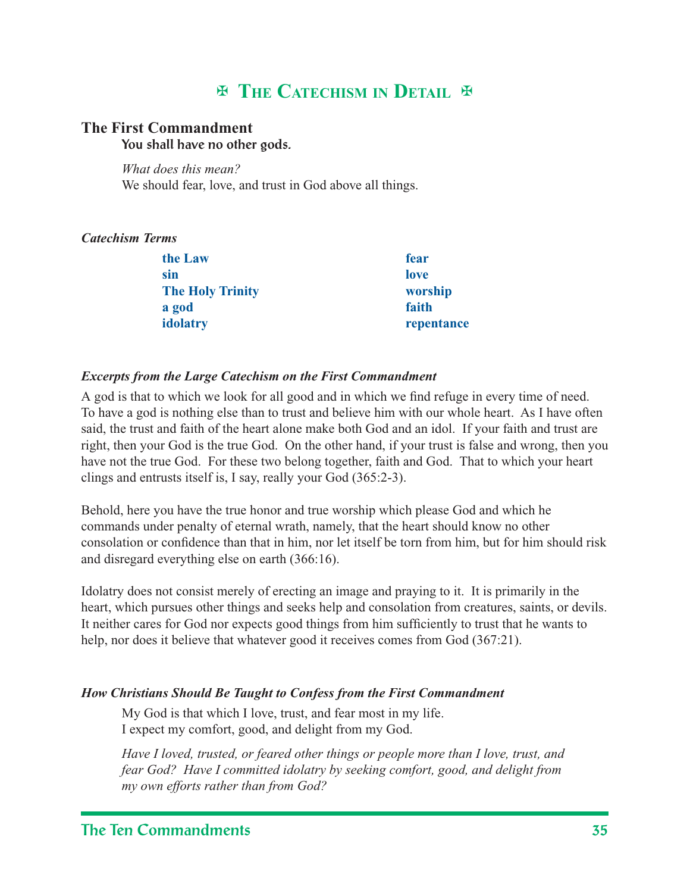# ✠ The Catechism in Detail ✠

## The First Commandment

**You shall have no other gods.**

*What does this mean?*
We should fear, love, and trust in God above all things.

### *Catechism Terms*

| | |
|---|---|
| **the Law** | **fear** |
| **sin** | **love** |
| **The Holy Trinity** | **worship** |
| **a god** | **faith** |
| **idolatry** | **repentance** |

### *Excerpts from the Large Catechism on the First Commandment*

A god is that to which we look for all good and in which we find refuge in every time of need. To have a god is nothing else than to trust and believe him with our whole heart. As I have often said, the trust and faith of the heart alone make both God and an idol. If your faith and trust are right, then your God is the true God. On the other hand, if your trust is false and wrong, then you have not the true God. For these two belong together, faith and God. That to which your heart clings and entrusts itself is, I say, really your God (365:2-3).

Behold, here you have the true honor and true worship which please God and which he commands under penalty of eternal wrath, namely, that the heart should know no other consolation or confidence than that in him, nor let itself be torn from him, but for him should risk and disregard everything else on earth (366:16).

Idolatry does not consist merely of erecting an image and praying to it. It is primarily in the heart, which pursues other things and seeks help and consolation from creatures, saints, or devils. It neither cares for God nor expects good things from him sufficiently to trust that he wants to help, nor does it believe that whatever good it receives comes from God (367:21).

### *How Christians Should Be Taught to Confess from the First Commandment*

My God is that which I love, trust, and fear most in my life.
I expect my comfort, good, and delight from my God.

*Have I loved, trusted, or feared other things or people more than I love, trust, and fear God? Have I committed idolatry by seeking comfort, good, and delight from my own efforts rather than from God?*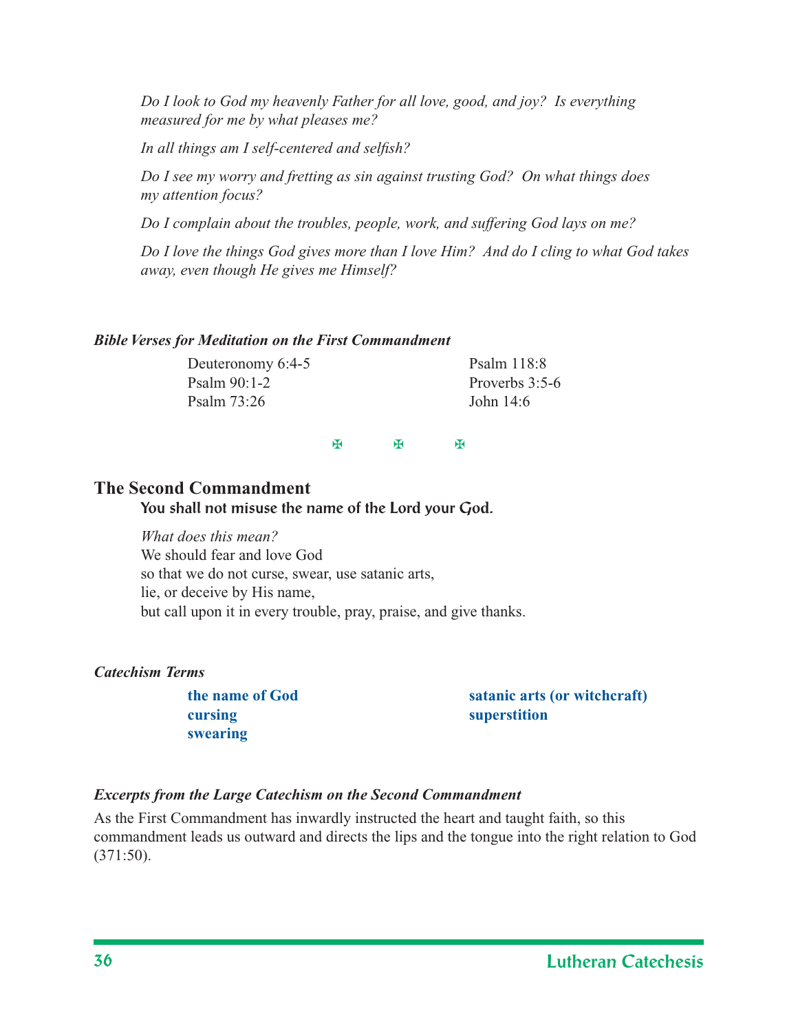*Do I look to God my heavenly Father for all love, good, and joy? Is everything measured for me by what pleases me?*

*In all things am I self-centered and selfish?*

*Do I see my worry and fretting as sin against trusting God? On what things does my attention focus?*

*Do I complain about the troubles, people, work, and suffering God lays on me?*

*Do I love the things God gives more than I love Him? And do I cling to what God takes away, even though He gives me Himself?*

***Bible Verses for Meditation on the First Commandment***

Deuteronomy 6:4-5
Psalm 90:1-2
Psalm 73:26
Psalm 118:8
Proverbs 3:5-6
John 14:6

✠ ✠ ✠

## The Second Commandment

**You shall not misuse the name of the Lord your God.**

*What does this mean?*
We should fear and love God
so that we do not curse, swear, use satanic arts,
lie, or deceive by His name,
but call upon it in every trouble, pray, praise, and give thanks.

***Catechism Terms***

**the name of God**
**cursing**
**swearing**
**satanic arts (or witchcraft)**
**superstition**

***Excerpts from the Large Catechism on the Second Commandment***

As the First Commandment has inwardly instructed the heart and taught faith, so this commandment leads us outward and directs the lips and the tongue into the right relation to God (371:50).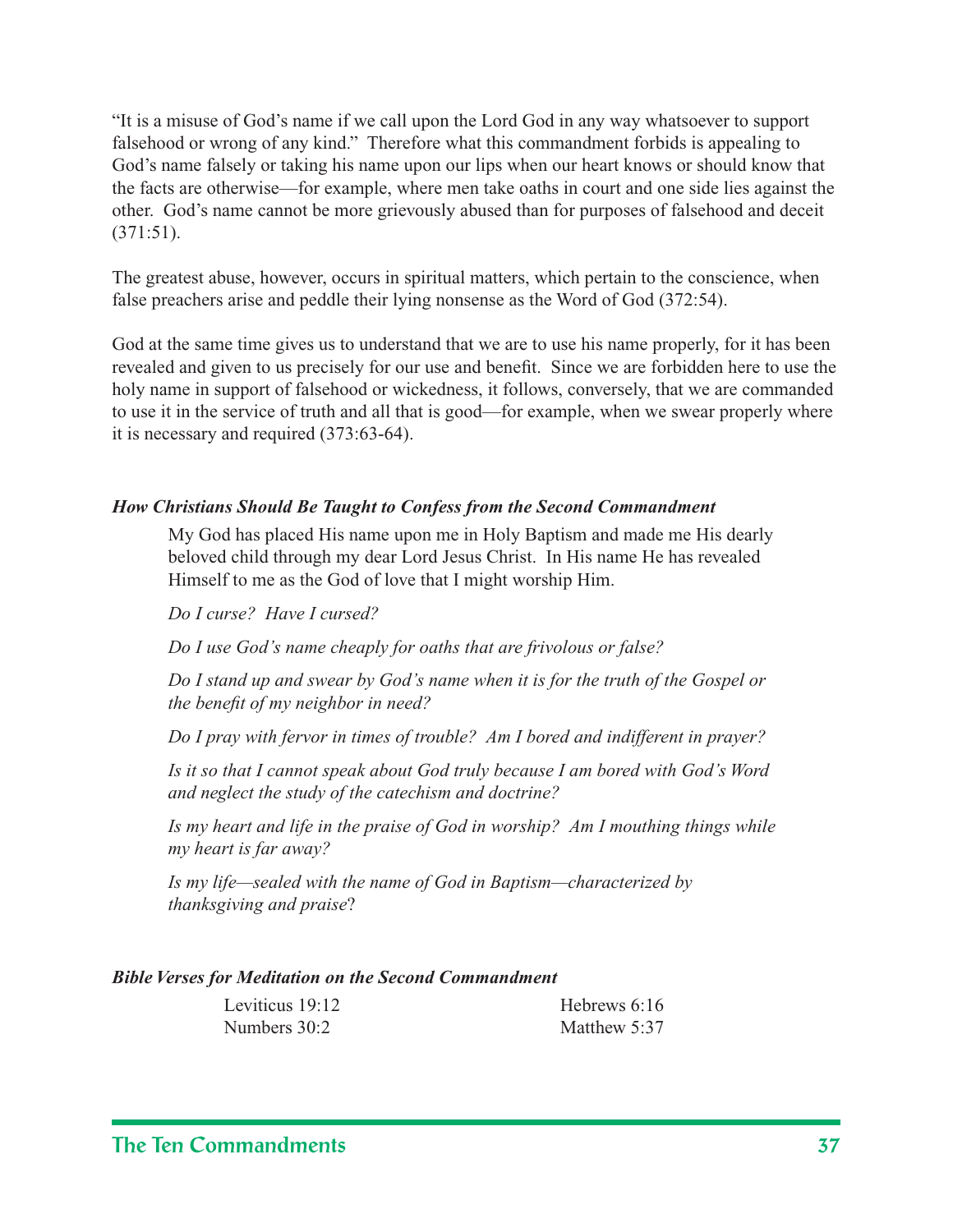"It is a misuse of God's name if we call upon the Lord God in any way whatsoever to support falsehood or wrong of any kind." Therefore what this commandment forbids is appealing to God's name falsely or taking his name upon our lips when our heart knows or should know that the facts are otherwise—for example, where men take oaths in court and one side lies against the other. God's name cannot be more grievously abused than for purposes of falsehood and deceit (371:51).

The greatest abuse, however, occurs in spiritual matters, which pertain to the conscience, when false preachers arise and peddle their lying nonsense as the Word of God (372:54).

God at the same time gives us to understand that we are to use his name properly, for it has been revealed and given to us precisely for our use and benefit. Since we are forbidden here to use the holy name in support of falsehood or wickedness, it follows, conversely, that we are commanded to use it in the service of truth and all that is good—for example, when we swear properly where it is necessary and required (373:63-64).

### *How Christians Should Be Taught to Confess from the Second Commandment*

My God has placed His name upon me in Holy Baptism and made me His dearly beloved child through my dear Lord Jesus Christ. In His name He has revealed Himself to me as the God of love that I might worship Him.

*Do I curse? Have I cursed?*

*Do I use God's name cheaply for oaths that are frivolous or false?*

*Do I stand up and swear by God's name when it is for the truth of the Gospel or the benefit of my neighbor in need?*

*Do I pray with fervor in times of trouble? Am I bored and indifferent in prayer?*

*Is it so that I cannot speak about God truly because I am bored with God's Word and neglect the study of the catechism and doctrine?*

*Is my heart and life in the praise of God in worship? Am I mouthing things while my heart is far away?*

*Is my life—sealed with the name of God in Baptism—characterized by thanksgiving and praise*?

### *Bible Verses for Meditation on the Second Commandment*

Leviticus 19:12
Numbers 30:2
Hebrews 6:16
Matthew 5:37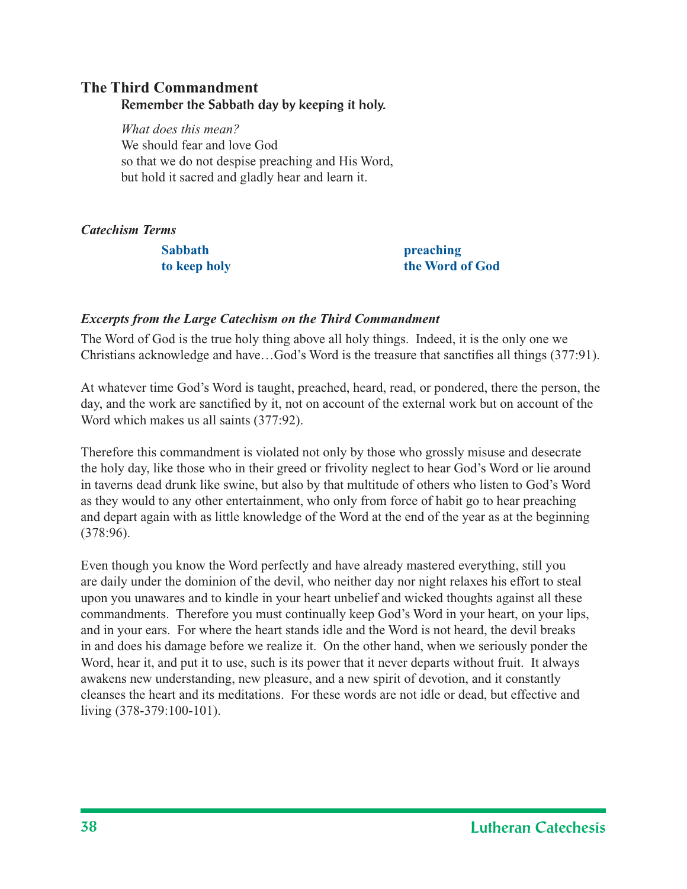## The Third Commandment

**Remember the Sabbath day by keeping it holy.**

*What does this mean?*
We should fear and love God
so that we do not despise preaching and His Word,
but hold it sacred and gladly hear and learn it.

***Catechism Terms***

**Sabbath**
**to keep holy**
**preaching**
**the Word of God**

***Excerpts from the Large Catechism on the Third Commandment***

The Word of God is the true holy thing above all holy things. Indeed, it is the only one we Christians acknowledge and have…God's Word is the treasure that sanctifies all things (377:91).

At whatever time God's Word is taught, preached, heard, read, or pondered, there the person, the day, and the work are sanctified by it, not on account of the external work but on account of the Word which makes us all saints (377:92).

Therefore this commandment is violated not only by those who grossly misuse and desecrate the holy day, like those who in their greed or frivolity neglect to hear God's Word or lie around in taverns dead drunk like swine, but also by that multitude of others who listen to God's Word as they would to any other entertainment, who only from force of habit go to hear preaching and depart again with as little knowledge of the Word at the end of the year as at the beginning (378:96).

Even though you know the Word perfectly and have already mastered everything, still you are daily under the dominion of the devil, who neither day nor night relaxes his effort to steal upon you unawares and to kindle in your heart unbelief and wicked thoughts against all these commandments. Therefore you must continually keep God's Word in your heart, on your lips, and in your ears. For where the heart stands idle and the Word is not heard, the devil breaks in and does his damage before we realize it. On the other hand, when we seriously ponder the Word, hear it, and put it to use, such is its power that it never departs without fruit. It always awakens new understanding, new pleasure, and a new spirit of devotion, and it constantly cleanses the heart and its meditations. For these words are not idle or dead, but effective and living (378-379:100-101).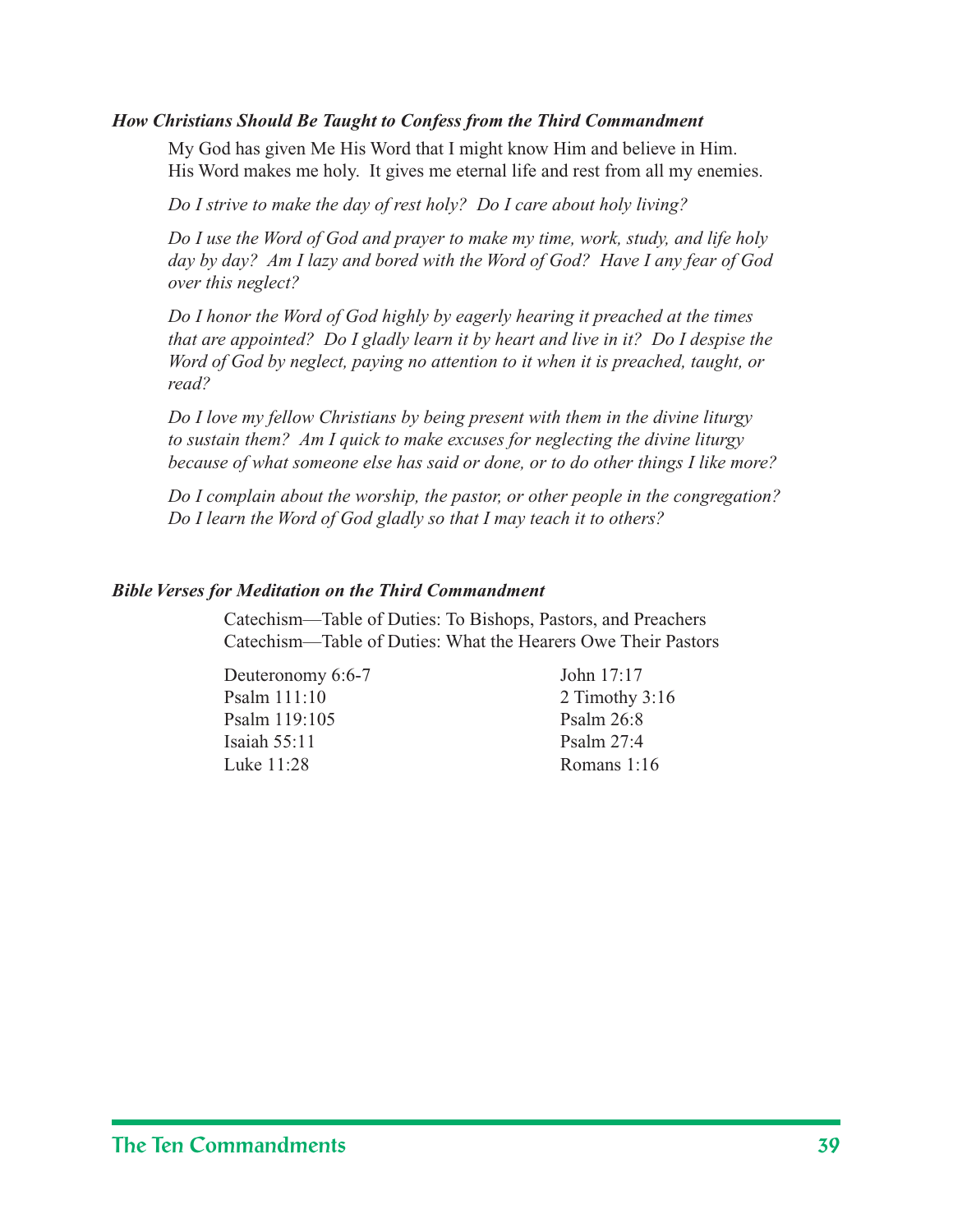### *How Christians Should Be Taught to Confess from the Third Commandment*

My God has given Me His Word that I might know Him and believe in Him. His Word makes me holy. It gives me eternal life and rest from all my enemies.

*Do I strive to make the day of rest holy? Do I care about holy living?*

*Do I use the Word of God and prayer to make my time, work, study, and life holy day by day? Am I lazy and bored with the Word of God? Have I any fear of God over this neglect?*

*Do I honor the Word of God highly by eagerly hearing it preached at the times that are appointed? Do I gladly learn it by heart and live in it? Do I despise the Word of God by neglect, paying no attention to it when it is preached, taught, or read?*

*Do I love my fellow Christians by being present with them in the divine liturgy to sustain them? Am I quick to make excuses for neglecting the divine liturgy because of what someone else has said or done, or to do other things I like more?*

*Do I complain about the worship, the pastor, or other people in the congregation? Do I learn the Word of God gladly so that I may teach it to others?*

### *Bible Verses for Meditation on the Third Commandment*

Catechism—Table of Duties: To Bishops, Pastors, and Preachers
Catechism—Table of Duties: What the Hearers Owe Their Pastors

Deuteronomy 6:6-7
Psalm 111:10
Psalm 119:105
Isaiah 55:11
Luke 11:28
John 17:17
2 Timothy 3:16
Psalm 26:8
Psalm 27:4
Romans 1:16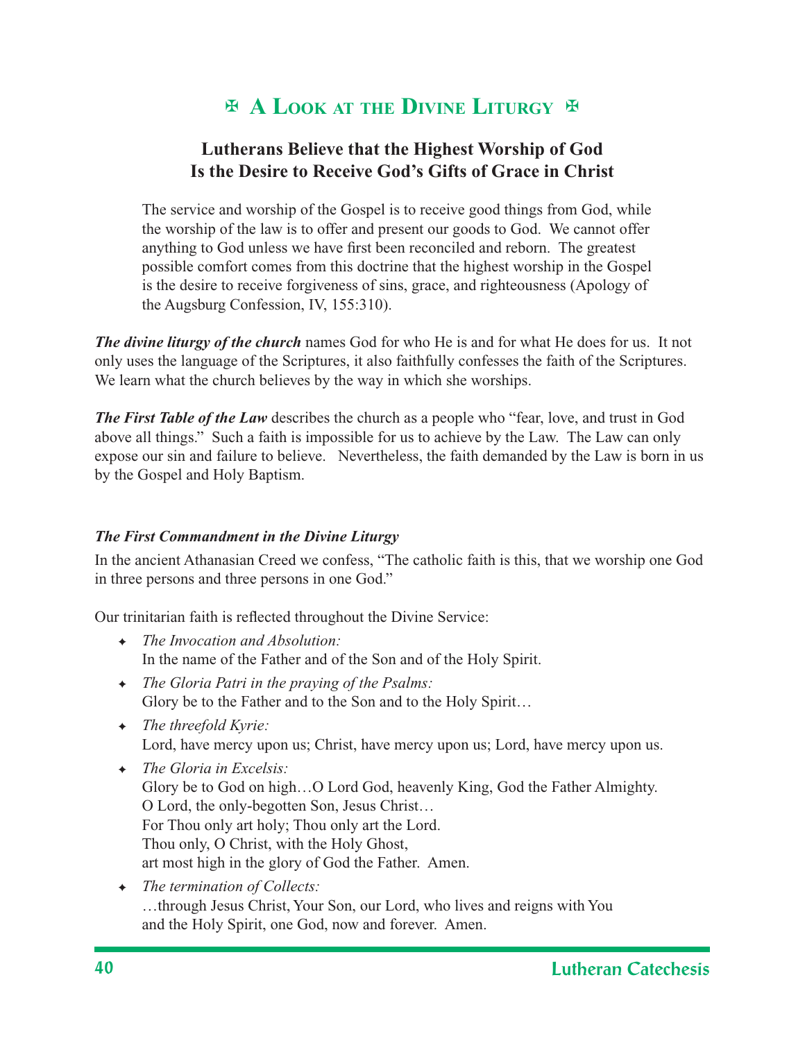# ✠ A Look at the Divine Liturgy ✠

## Lutherans Believe that the Highest Worship of God Is the Desire to Receive God's Gifts of Grace in Christ

> The service and worship of the Gospel is to receive good things from God, while the worship of the law is to offer and present our goods to God. We cannot offer anything to God unless we have first been reconciled and reborn. The greatest possible comfort comes from this doctrine that the highest worship in the Gospel is the desire to receive forgiveness of sins, grace, and righteousness (Apology of the Augsburg Confession, IV, 155:310).

***The divine liturgy of the church*** names God for who He is and for what He does for us. It not only uses the language of the Scriptures, it also faithfully confesses the faith of the Scriptures. We learn what the church believes by the way in which she worships.

***The First Table of the Law*** describes the church as a people who "fear, love, and trust in God above all things." Such a faith is impossible for us to achieve by the Law. The Law can only expose our sin and failure to believe. Nevertheless, the faith demanded by the Law is born in us by the Gospel and Holy Baptism.

***The First Commandment in the Divine Liturgy***

In the ancient Athanasian Creed we confess, "The catholic faith is this, that we worship one God in three persons and three persons in one God."

Our trinitarian faith is reflected throughout the Divine Service:

- *The Invocation and Absolution:*
  In the name of the Father and of the Son and of the Holy Spirit.
- *The Gloria Patri in the praying of the Psalms:*
  Glory be to the Father and to the Son and to the Holy Spirit…
- *The threefold Kyrie:*
  Lord, have mercy upon us; Christ, have mercy upon us; Lord, have mercy upon us.
- *The Gloria in Excelsis:*
  Glory be to God on high…O Lord God, heavenly King, God the Father Almighty.
  O Lord, the only-begotten Son, Jesus Christ…
  For Thou only art holy; Thou only art the Lord.
  Thou only, O Christ, with the Holy Ghost,
  art most high in the glory of God the Father. Amen.
- *The termination of Collects:*
  …through Jesus Christ, Your Son, our Lord, who lives and reigns with You and the Holy Spirit, one God, now and forever. Amen.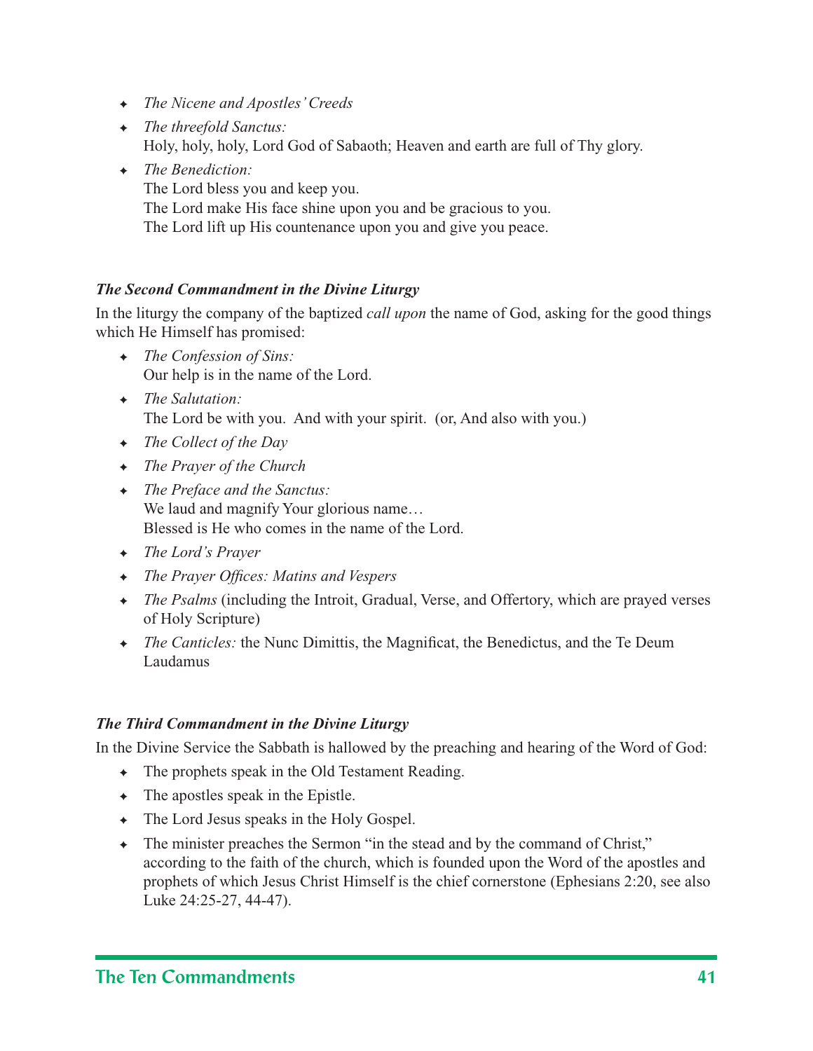- *The Nicene and Apostles' Creeds*
- *The threefold Sanctus:*
  Holy, holy, holy, Lord God of Sabaoth; Heaven and earth are full of Thy glory.
- *The Benediction:*
  The Lord bless you and keep you.
  The Lord make His face shine upon you and be gracious to you.
  The Lord lift up His countenance upon you and give you peace.

***The Second Commandment in the Divine Liturgy***

In the liturgy the company of the baptized *call upon* the name of God, asking for the good things which He Himself has promised:

- *The Confession of Sins:*
  Our help is in the name of the Lord.
- *The Salutation:*
  The Lord be with you. And with your spirit. (or, And also with you.)
- *The Collect of the Day*
- *The Prayer of the Church*
- *The Preface and the Sanctus:*
  We laud and magnify Your glorious name…
  Blessed is He who comes in the name of the Lord.
- *The Lord's Prayer*
- *The Prayer Offices: Matins and Vespers*
- *The Psalms* (including the Introit, Gradual, Verse, and Offertory, which are prayed verses of Holy Scripture)
- *The Canticles:* the Nunc Dimittis, the Magnificat, the Benedictus, and the Te Deum Laudamus

***The Third Commandment in the Divine Liturgy***

In the Divine Service the Sabbath is hallowed by the preaching and hearing of the Word of God:

- The prophets speak in the Old Testament Reading.
- The apostles speak in the Epistle.
- The Lord Jesus speaks in the Holy Gospel.
- The minister preaches the Sermon "in the stead and by the command of Christ," according to the faith of the church, which is founded upon the Word of the apostles and prophets of which Jesus Christ Himself is the chief cornerstone (Ephesians 2:20, see also Luke 24:25-27, 44-47).